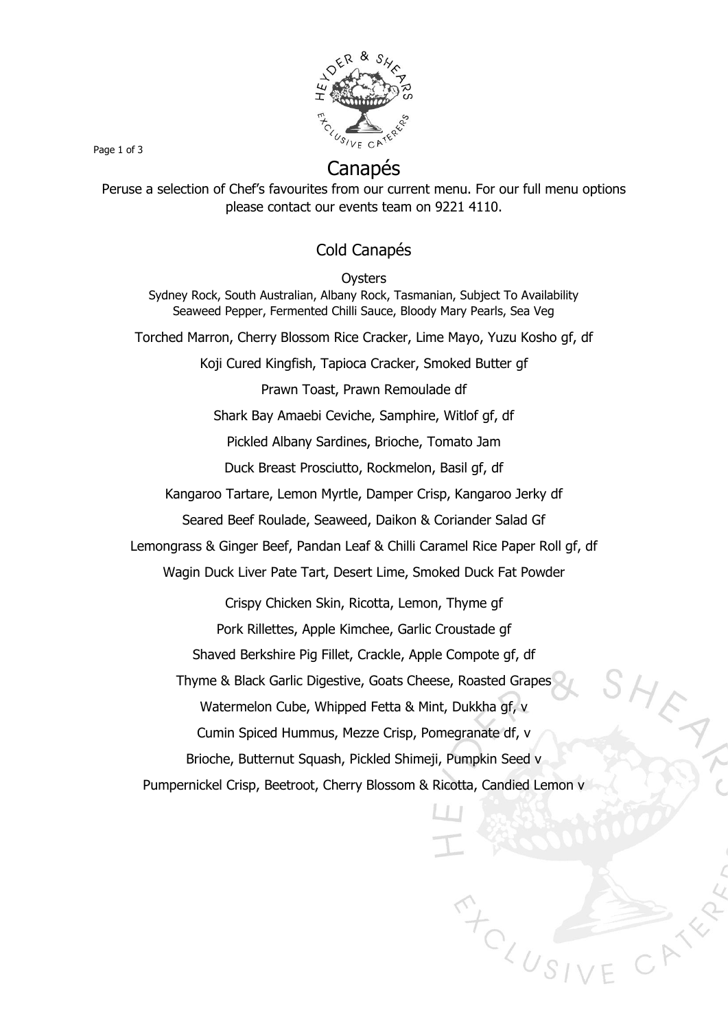# Canapés

Peruse a selection of Chef's favourites from our current menu. For our full menu options please contact our events team on 9221 4110.

## Cold Canapés

Oysters

Sydney Rock, South Australian, Albany Rock, Tasmanian, Subject To Availability
Seaweed Pepper, Fermented Chilli Sauce, Bloody Mary Pearls, Sea Veg

Torched Marron, Cherry Blossom Rice Cracker, Lime Mayo, Yuzu Kosho gf, df

Koji Cured Kingfish, Tapioca Cracker, Smoked Butter gf

Prawn Toast, Prawn Remoulade df

Shark Bay Amaebi Ceviche, Samphire, Witlof gf, df

Pickled Albany Sardines, Brioche, Tomato Jam

Duck Breast Prosciutto, Rockmelon, Basil gf, df

Kangaroo Tartare, Lemon Myrtle, Damper Crisp, Kangaroo Jerky df

Seared Beef Roulade, Seaweed, Daikon & Coriander Salad Gf

Lemongrass & Ginger Beef, Pandan Leaf & Chilli Caramel Rice Paper Roll gf, df

Wagin Duck Liver Pate Tart, Desert Lime, Smoked Duck Fat Powder

Crispy Chicken Skin, Ricotta, Lemon, Thyme gf

Pork Rillettes, Apple Kimchee, Garlic Croustade gf

Shaved Berkshire Pig Fillet, Crackle, Apple Compote gf, df

Thyme & Black Garlic Digestive, Goats Cheese, Roasted Grapes

Watermelon Cube, Whipped Fetta & Mint, Dukkha gf, v

Cumin Spiced Hummus, Mezze Crisp, Pomegranate df, v

Brioche, Butternut Squash, Pickled Shimeji, Pumpkin Seed v

Pumpernickel Crisp, Beetroot, Cherry Blossom & Ricotta, Candied Lemon v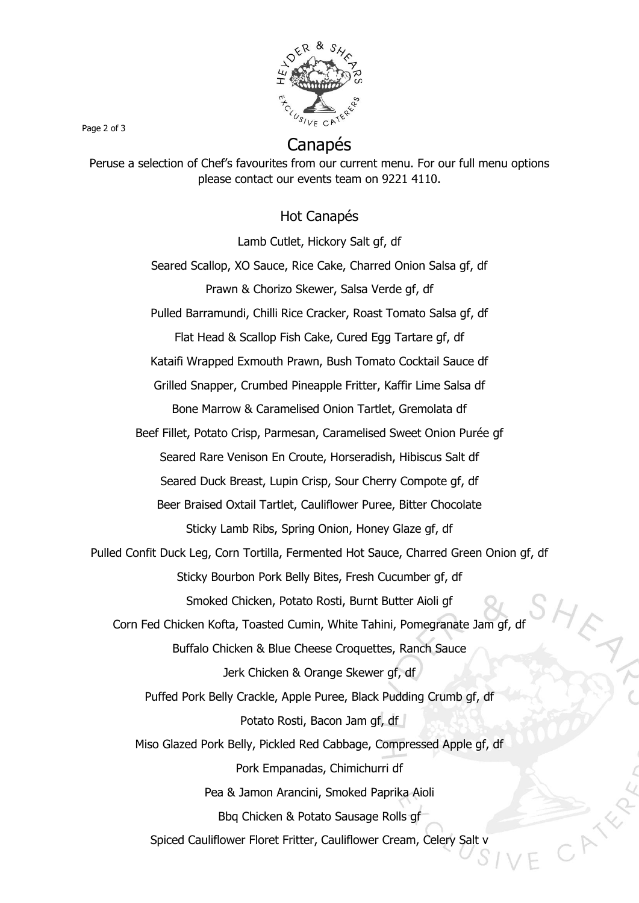# Canapés

Peruse a selection of Chef's favourites from our current menu. For our full menu options please contact our events team on 9221 4110.

## Hot Canapés

Lamb Cutlet, Hickory Salt gf, df

Seared Scallop, XO Sauce, Rice Cake, Charred Onion Salsa gf, df

Prawn & Chorizo Skewer, Salsa Verde gf, df

Pulled Barramundi, Chilli Rice Cracker, Roast Tomato Salsa gf, df

Flat Head & Scallop Fish Cake, Cured Egg Tartare gf, df

Kataifi Wrapped Exmouth Prawn, Bush Tomato Cocktail Sauce df

Grilled Snapper, Crumbed Pineapple Fritter, Kaffir Lime Salsa df

Bone Marrow & Caramelised Onion Tartlet, Gremolata df

Beef Fillet, Potato Crisp, Parmesan, Caramelised Sweet Onion Purée gf

Seared Rare Venison En Croute, Horseradish, Hibiscus Salt df

Seared Duck Breast, Lupin Crisp, Sour Cherry Compote gf, df

Beer Braised Oxtail Tartlet, Cauliflower Puree, Bitter Chocolate

Sticky Lamb Ribs, Spring Onion, Honey Glaze gf, df

Pulled Confit Duck Leg, Corn Tortilla, Fermented Hot Sauce, Charred Green Onion gf, df

Sticky Bourbon Pork Belly Bites, Fresh Cucumber gf, df

Smoked Chicken, Potato Rosti, Burnt Butter Aioli gf

Corn Fed Chicken Kofta, Toasted Cumin, White Tahini, Pomegranate Jam gf, df

Buffalo Chicken & Blue Cheese Croquettes, Ranch Sauce

Jerk Chicken & Orange Skewer gf, df

Puffed Pork Belly Crackle, Apple Puree, Black Pudding Crumb gf, df

Potato Rosti, Bacon Jam gf, df

Miso Glazed Pork Belly, Pickled Red Cabbage, Compressed Apple gf, df

Pork Empanadas, Chimichurri df

Pea & Jamon Arancini, Smoked Paprika Aioli

Bbq Chicken & Potato Sausage Rolls gf

Spiced Cauliflower Floret Fritter, Cauliflower Cream, Celery Salt v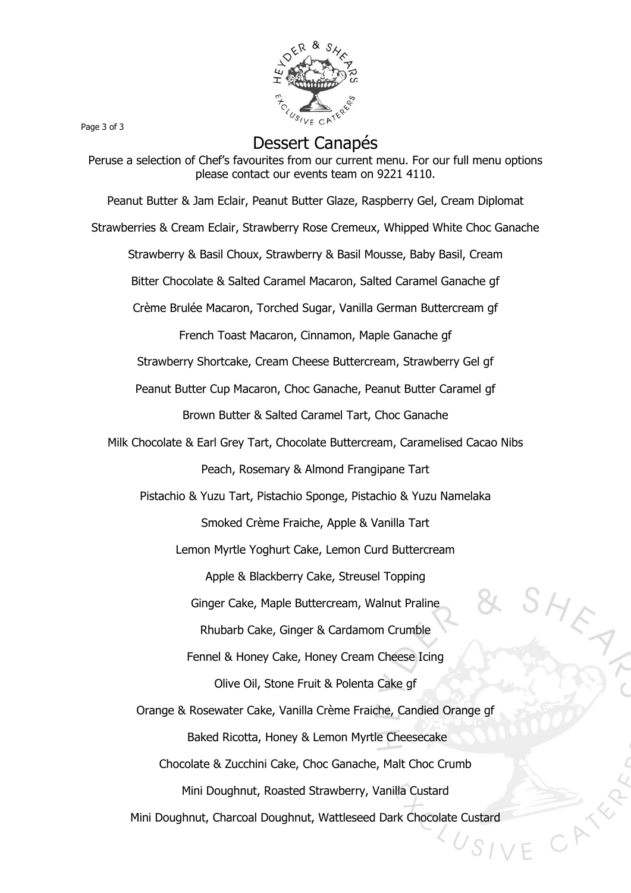# Dessert Canapés

Peruse a selection of Chef's favourites from our current menu. For our full menu options please contact our events team on 9221 4110.

Peanut Butter & Jam Eclair, Peanut Butter Glaze, Raspberry Gel, Cream Diplomat

Strawberries & Cream Eclair, Strawberry Rose Cremeux, Whipped White Choc Ganache

Strawberry & Basil Choux, Strawberry & Basil Mousse, Baby Basil, Cream

Bitter Chocolate & Salted Caramel Macaron, Salted Caramel Ganache gf

Crème Brulée Macaron, Torched Sugar, Vanilla German Buttercream gf

French Toast Macaron, Cinnamon, Maple Ganache gf

Strawberry Shortcake, Cream Cheese Buttercream, Strawberry Gel gf

Peanut Butter Cup Macaron, Choc Ganache, Peanut Butter Caramel gf

Brown Butter & Salted Caramel Tart, Choc Ganache

Milk Chocolate & Earl Grey Tart, Chocolate Buttercream, Caramelised Cacao Nibs

Peach, Rosemary & Almond Frangipane Tart

Pistachio & Yuzu Tart, Pistachio Sponge, Pistachio & Yuzu Namelaka

Smoked Crème Fraiche, Apple & Vanilla Tart

Lemon Myrtle Yoghurt Cake, Lemon Curd Buttercream

Apple & Blackberry Cake, Streusel Topping

Ginger Cake, Maple Buttercream, Walnut Praline

Rhubarb Cake, Ginger & Cardamom Crumble

Fennel & Honey Cake, Honey Cream Cheese Icing

Olive Oil, Stone Fruit & Polenta Cake gf

Orange & Rosewater Cake, Vanilla Crème Fraiche, Candied Orange gf

Baked Ricotta, Honey & Lemon Myrtle Cheesecake

Chocolate & Zucchini Cake, Choc Ganache, Malt Choc Crumb

Mini Doughnut, Roasted Strawberry, Vanilla Custard

Mini Doughnut, Charcoal Doughnut, Wattleseed Dark Chocolate Custard